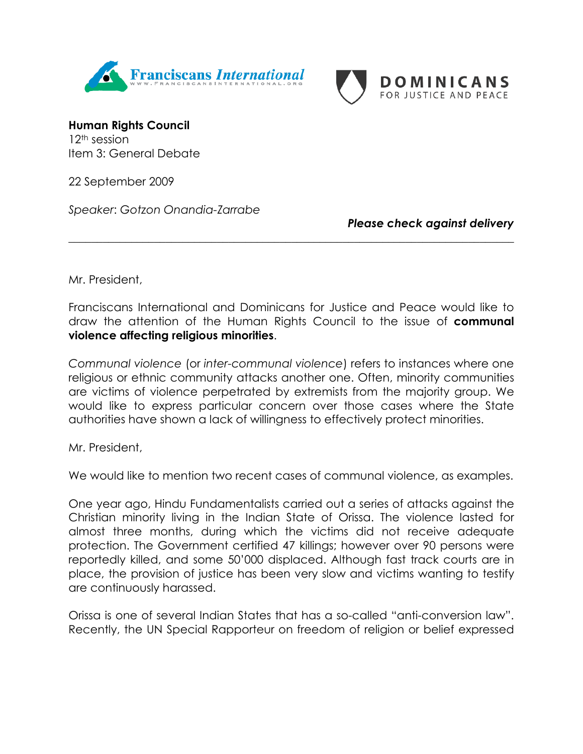Franciscans International
WWW.FRANCISCANSINTERNATIONAL.ORG

DOMINICANS
FOR JUSTICE AND PEACE

**Human Rights Council**
12th session
Item 3: General Debate

22 September 2009

*Speaker*: *Gotzon Onandia-Zarrabe*

***Please check against delivery***

---

Mr. President,

Franciscans International and Dominicans for Justice and Peace would like to draw the attention of the Human Rights Council to the issue of **communal violence affecting religious minorities**.

*Communal violence* (or *inter-communal violence*) refers to instances where one religious or ethnic community attacks another one. Often, minority communities are victims of violence perpetrated by extremists from the majority group. We would like to express particular concern over those cases where the State authorities have shown a lack of willingness to effectively protect minorities.

Mr. President,

We would like to mention two recent cases of communal violence, as examples.

One year ago, Hindu Fundamentalists carried out a series of attacks against the Christian minority living in the Indian State of Orissa. The violence lasted for almost three months, during which the victims did not receive adequate protection. The Government certified 47 killings; however over 90 persons were reportedly killed, and some 50'000 displaced. Although fast track courts are in place, the provision of justice has been very slow and victims wanting to testify are continuously harassed.

Orissa is one of several Indian States that has a so-called "anti-conversion law". Recently, the UN Special Rapporteur on freedom of religion or belief expressed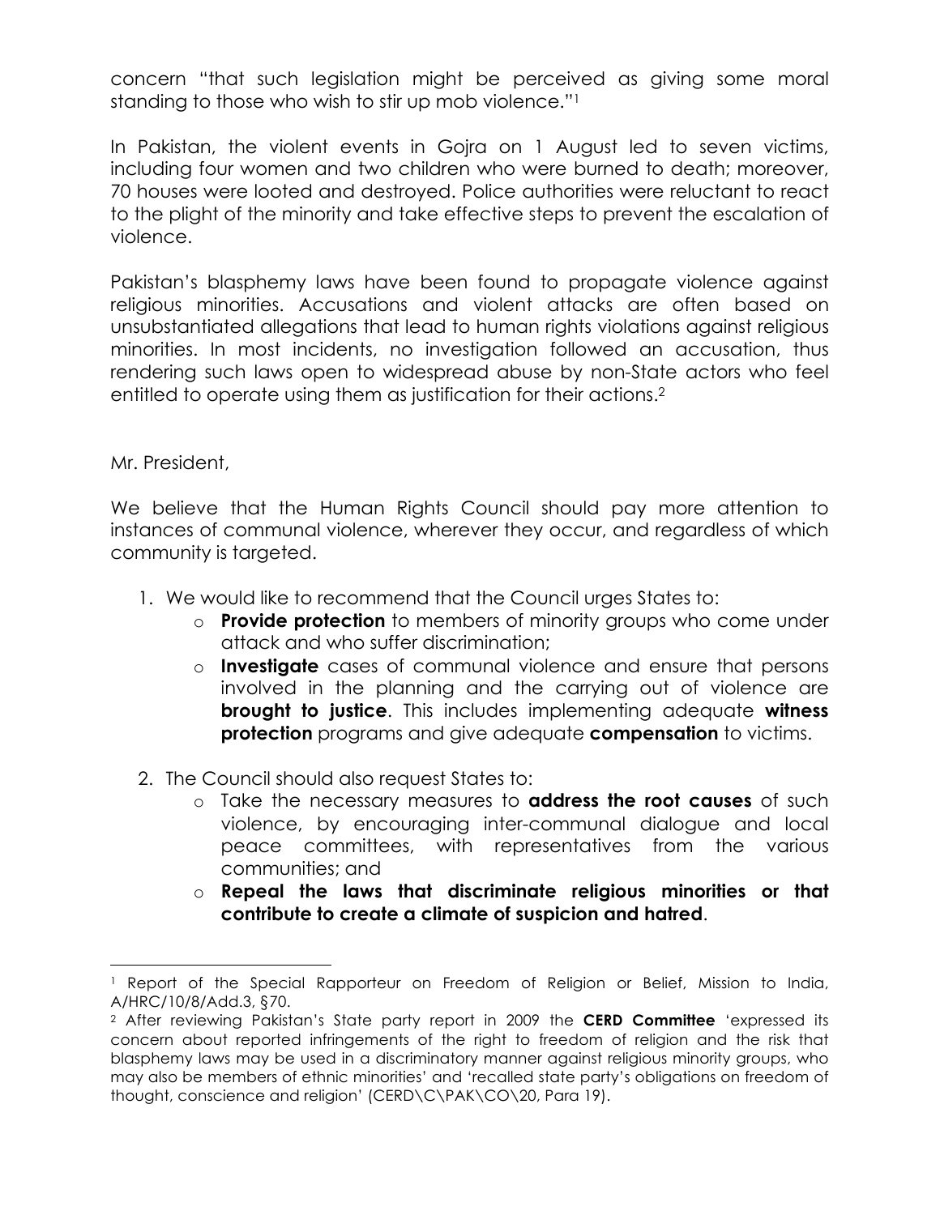concern "that such legislation might be perceived as giving some moral standing to those who wish to stir up mob violence."[1]

In Pakistan, the violent events in Gojra on 1 August led to seven victims, including four women and two children who were burned to death; moreover, 70 houses were looted and destroyed. Police authorities were reluctant to react to the plight of the minority and take effective steps to prevent the escalation of violence.

Pakistan's blasphemy laws have been found to propagate violence against religious minorities. Accusations and violent attacks are often based on unsubstantiated allegations that lead to human rights violations against religious minorities. In most incidents, no investigation followed an accusation, thus rendering such laws open to widespread abuse by non-State actors who feel entitled to operate using them as justification for their actions.[2]

Mr. President,

We believe that the Human Rights Council should pay more attention to instances of communal violence, wherever they occur, and regardless of which community is targeted.

1. We would like to recommend that the Council urges States to:
   - **Provide protection** to members of minority groups who come under attack and who suffer discrimination;
   - **Investigate** cases of communal violence and ensure that persons involved in the planning and the carrying out of violence are **brought to justice**. This includes implementing adequate **witness protection** programs and give adequate **compensation** to victims.

2. The Council should also request States to:
   - Take the necessary measures to **address the root causes** of such violence, by encouraging inter-communal dialogue and local peace committees, with representatives from the various communities; and
   - **Repeal the laws that discriminate religious minorities or that contribute to create a climate of suspicion and hatred**.

---

[1] Report of the Special Rapporteur on Freedom of Religion or Belief, Mission to India, A/HRC/10/8/Add.3, §70.

[2] After reviewing Pakistan's State party report in 2009 the **CERD Committee** 'expressed its concern about reported infringements of the right to freedom of religion and the risk that blasphemy laws may be used in a discriminatory manner against religious minority groups, who may also be members of ethnic minorities' and 'recalled state party's obligations on freedom of thought, conscience and religion' (CERD\C\PAK\CO\20, Para 19).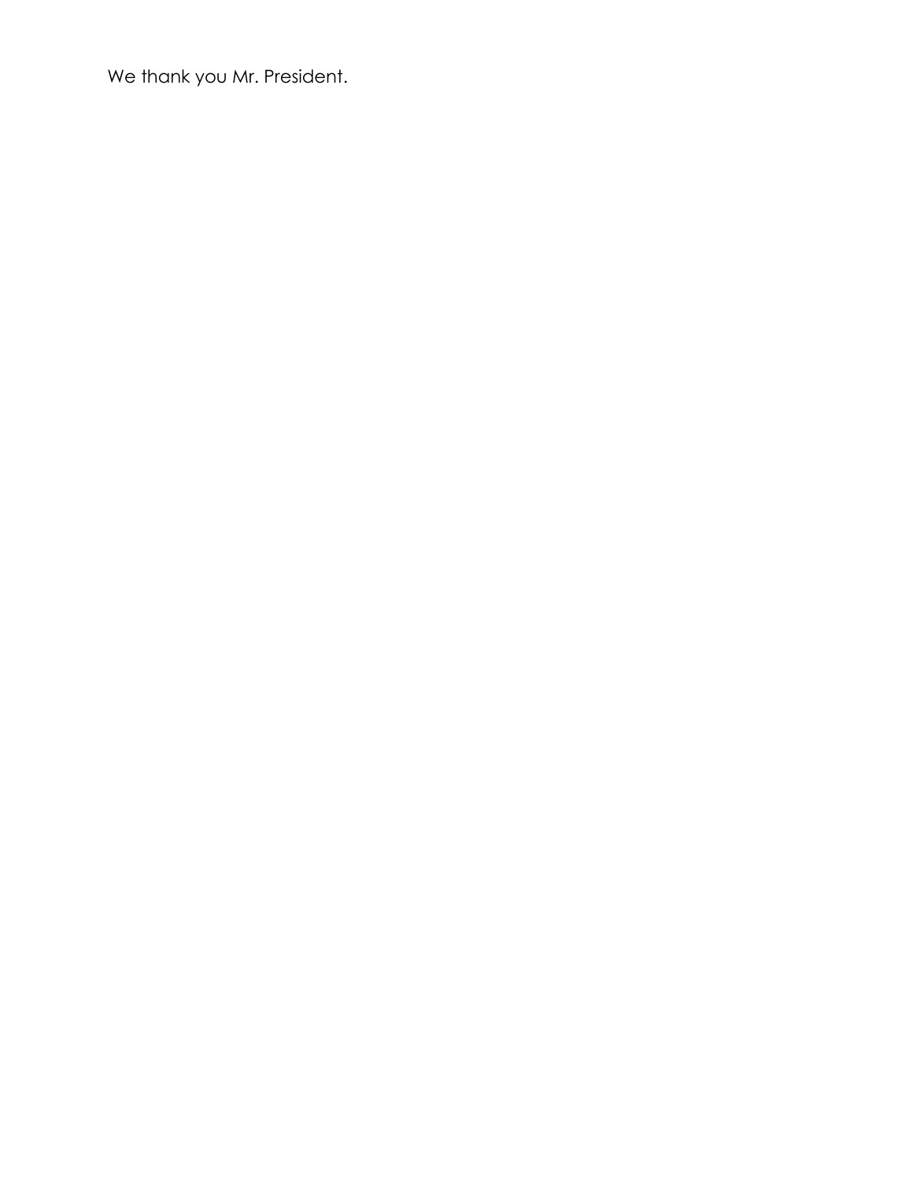We thank you Mr. President.